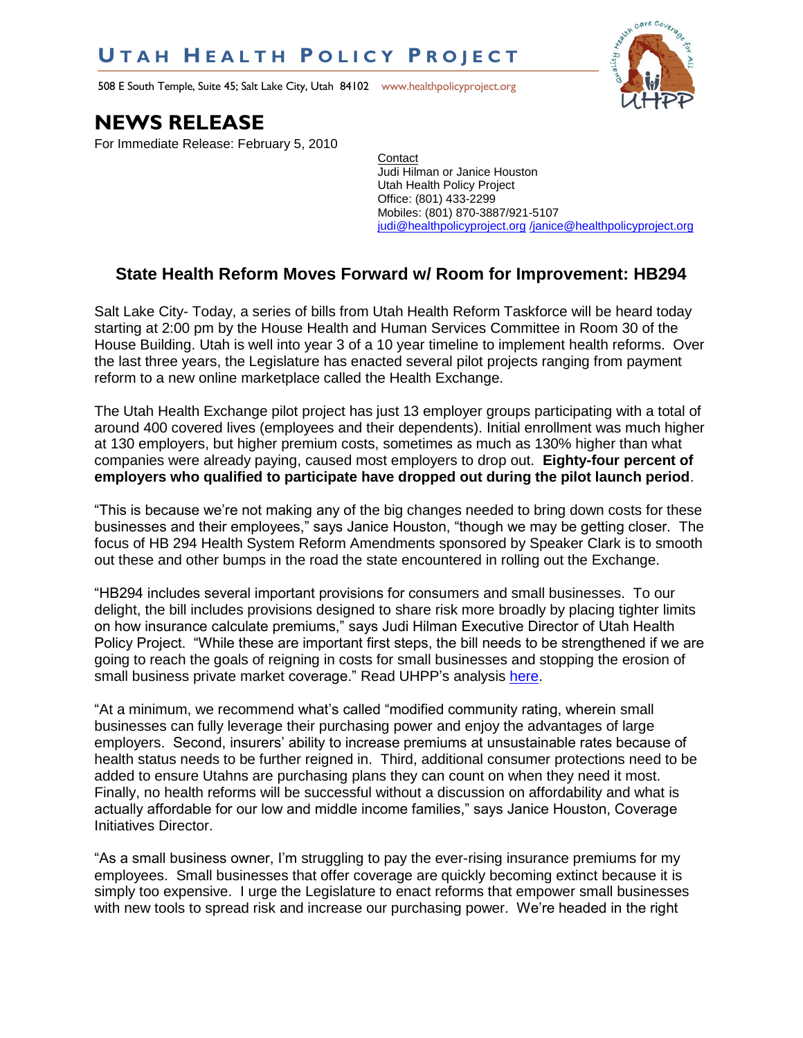# UTAH HEALTH POLICY PROJECT

508 E South Temple, Suite 45; Salt Lake City, Utah 84102 www.healthpolicyproject.org

## NEWS RELEASE

For Immediate Release: February 5, 2010

Contact
Judi Hilman or Janice Houston
Utah Health Policy Project
Office: (801) 433-2299
Mobiles: (801) 870-3887/921-5107
judi@healthpolicyproject.org /janice@healthpolicyproject.org

### State Health Reform Moves Forward w/ Room for Improvement: HB294

Salt Lake City- Today, a series of bills from Utah Health Reform Taskforce will be heard today starting at 2:00 pm by the House Health and Human Services Committee in Room 30 of the House Building. Utah is well into year 3 of a 10 year timeline to implement health reforms. Over the last three years, the Legislature has enacted several pilot projects ranging from payment reform to a new online marketplace called the Health Exchange.

The Utah Health Exchange pilot project has just 13 employer groups participating with a total of around 400 covered lives (employees and their dependents). Initial enrollment was much higher at 130 employers, but higher premium costs, sometimes as much as 130% higher than what companies were already paying, caused most employers to drop out. **Eighty-four percent of employers who qualified to participate have dropped out during the pilot launch period**.

"This is because we're not making any of the big changes needed to bring down costs for these businesses and their employees," says Janice Houston, "though we may be getting closer. The focus of HB 294 Health System Reform Amendments sponsored by Speaker Clark is to smooth out these and other bumps in the road the state encountered in rolling out the Exchange.

"HB294 includes several important provisions for consumers and small businesses. To our delight, the bill includes provisions designed to share risk more broadly by placing tighter limits on how insurance calculate premiums," says Judi Hilman Executive Director of Utah Health Policy Project. "While these are important first steps, the bill needs to be strengthened if we are going to reach the goals of reigning in costs for small businesses and stopping the erosion of small business private market coverage." Read UHPP's analysis here.

"At a minimum, we recommend what's called "modified community rating, wherein small businesses can fully leverage their purchasing power and enjoy the advantages of large employers. Second, insurers' ability to increase premiums at unsustainable rates because of health status needs to be further reigned in. Third, additional consumer protections need to be added to ensure Utahns are purchasing plans they can count on when they need it most. Finally, no health reforms will be successful without a discussion on affordability and what is actually affordable for our low and middle income families," says Janice Houston, Coverage Initiatives Director.

"As a small business owner, I'm struggling to pay the ever-rising insurance premiums for my employees. Small businesses that offer coverage are quickly becoming extinct because it is simply too expensive. I urge the Legislature to enact reforms that empower small businesses with new tools to spread risk and increase our purchasing power. We're headed in the right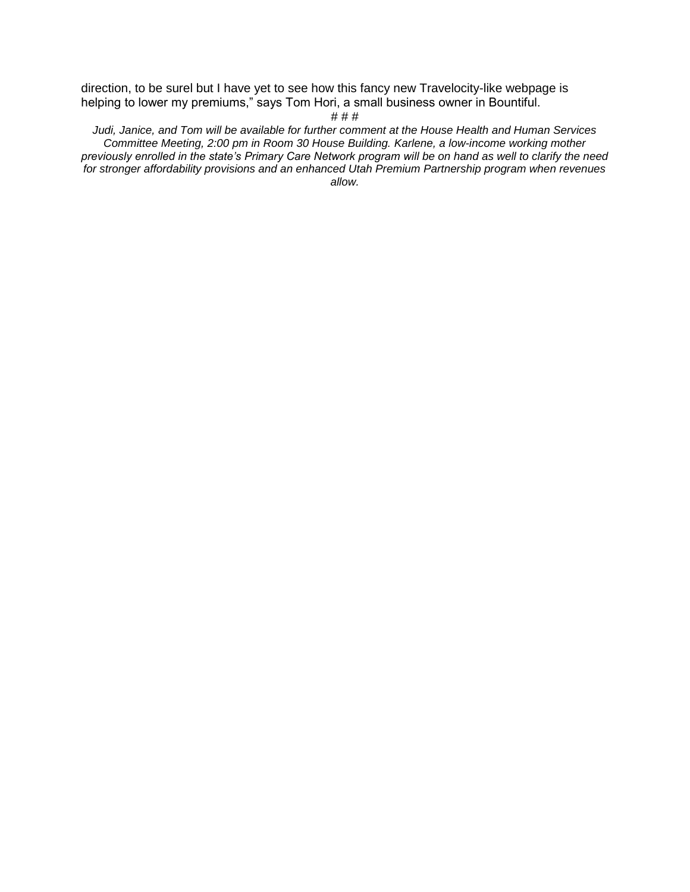direction, to be surel but I have yet to see how this fancy new Travelocity-like webpage is helping to lower my premiums," says Tom Hori, a small business owner in Bountiful.

# # #

*Judi, Janice, and Tom will be available for further comment at the House Health and Human Services Committee Meeting, 2:00 pm in Room 30 House Building. Karlene, a low-income working mother previously enrolled in the state's Primary Care Network program will be on hand as well to clarify the need for stronger affordability provisions and an enhanced Utah Premium Partnership program when revenues allow.*